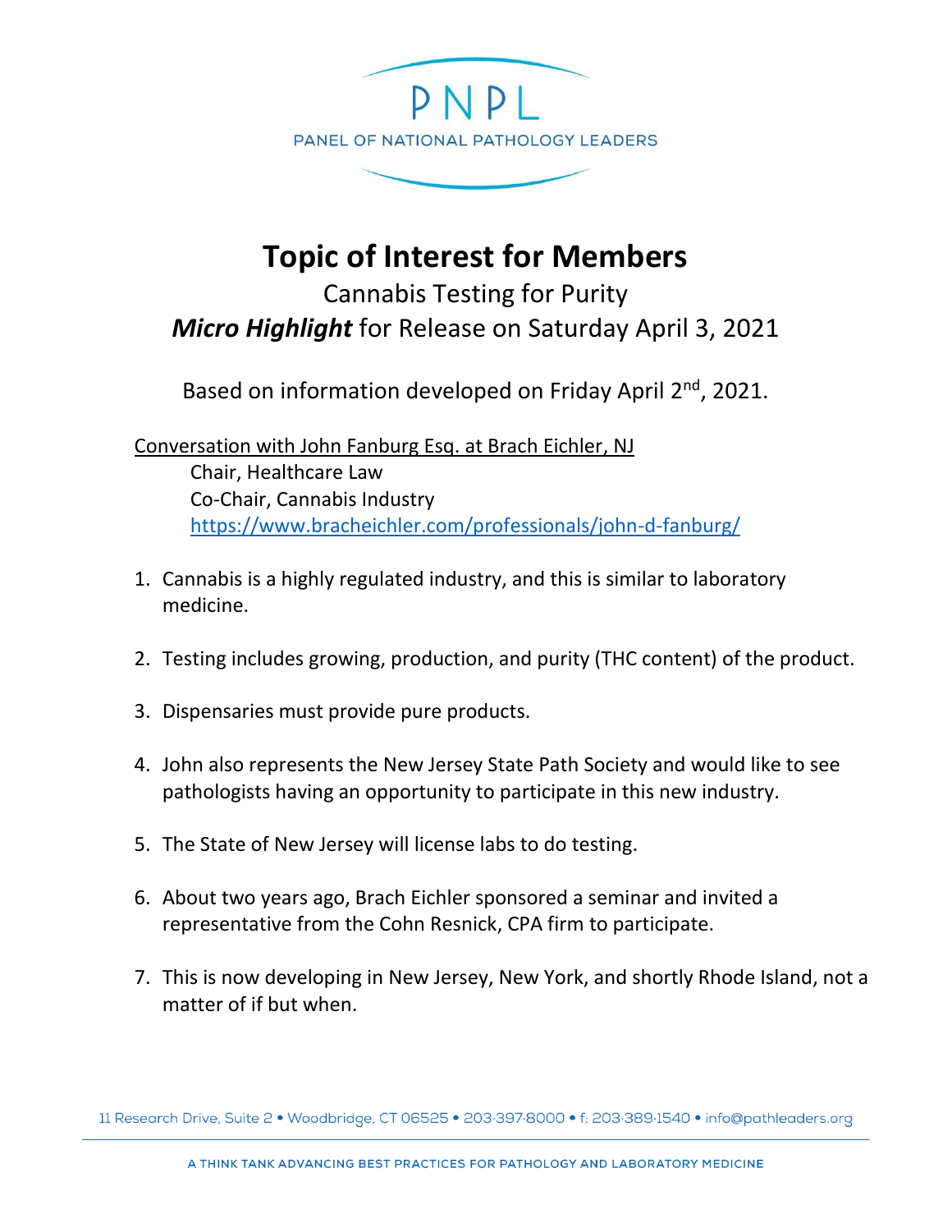PNPL

PANEL OF NATIONAL PATHOLOGY LEADERS

# Topic of Interest for Members

## Cannabis Testing for Purity

## ***Micro Highlight*** for Release on Saturday April 3, 2021

Based on information developed on Friday April 2nd, 2021.

Conversation with John Fanburg Esq. at Brach Eichler, NJ
Chair, Healthcare Law
Co-Chair, Cannabis Industry
https://www.bracheichler.com/professionals/john-d-fanburg/

1. Cannabis is a highly regulated industry, and this is similar to laboratory medicine.

2. Testing includes growing, production, and purity (THC content) of the product.

3. Dispensaries must provide pure products.

4. John also represents the New Jersey State Path Society and would like to see pathologists having an opportunity to participate in this new industry.

5. The State of New Jersey will license labs to do testing.

6. About two years ago, Brach Eichler sponsored a seminar and invited a representative from the Cohn Resnick, CPA firm to participate.

7. This is now developing in New Jersey, New York, and shortly Rhode Island, not a matter of if but when.

11 Research Drive, Suite 2 • Woodbridge, CT 06525 • 203·397·8000 • f: 203·389·1540 • info@pathleaders.org

A THINK TANK ADVANCING BEST PRACTICES FOR PATHOLOGY AND LABORATORY MEDICINE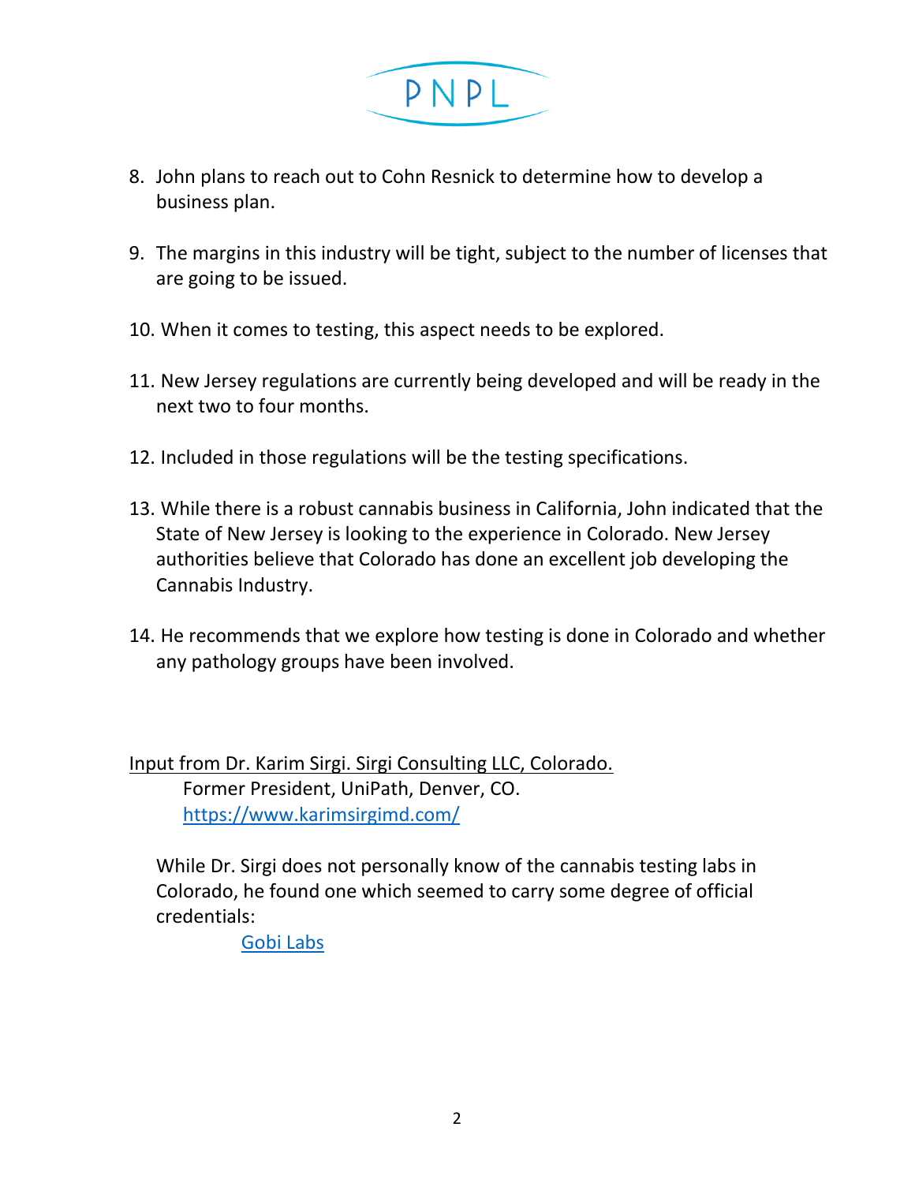8. John plans to reach out to Cohn Resnick to determine how to develop a business plan.

9. The margins in this industry will be tight, subject to the number of licenses that are going to be issued.

10. When it comes to testing, this aspect needs to be explored.

11. New Jersey regulations are currently being developed and will be ready in the next two to four months.

12. Included in those regulations will be the testing specifications.

13. While there is a robust cannabis business in California, John indicated that the State of New Jersey is looking to the experience in Colorado. New Jersey authorities believe that Colorado has done an excellent job developing the Cannabis Industry.

14. He recommends that we explore how testing is done in Colorado and whether any pathology groups have been involved.

Input from Dr. Karim Sirgi. Sirgi Consulting LLC, Colorado.
Former President, UniPath, Denver, CO.
https://www.karimsirgimd.com/

While Dr. Sirgi does not personally know of the cannabis testing labs in Colorado, he found one which seemed to carry some degree of official credentials:

Gobi Labs